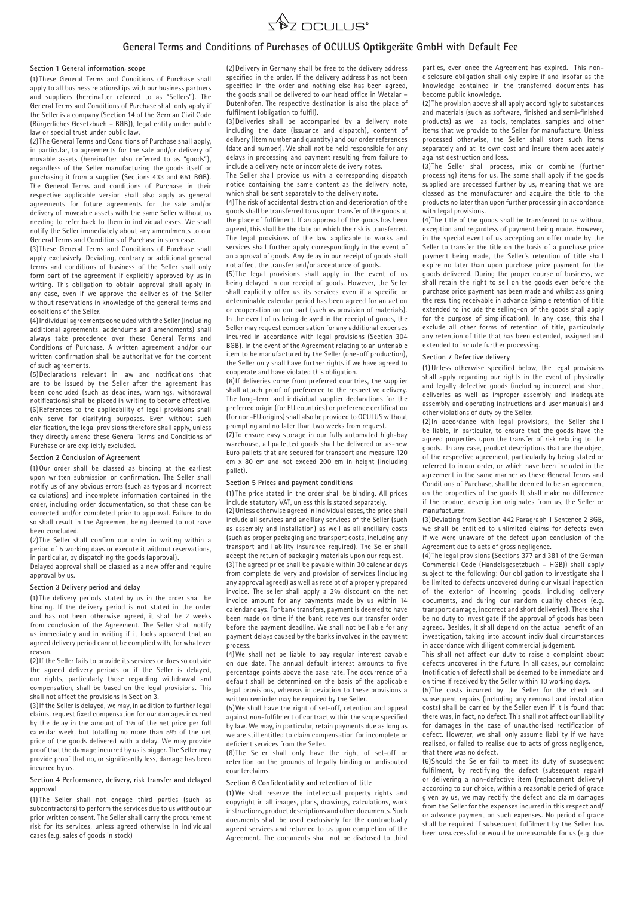# General Terms and Conditions of Purchases of OCULUS Optikgeräte GmbH with Default Fee

## Section 1 General information, scope

(1) These General Terms and Conditions of Purchase shall apply to all business relationships with our business partners and suppliers (hereinafter referred to as "Sellers"). The General Terms and Conditions of Purchase shall only apply if the Seller is a company (Section 14 of the German Civil Code (Bürgerliches Gesetzbuch – BGB)), legal entity under public law or special trust under public law.

(2) The General Terms and Conditions of Purchase shall apply, in particular, to agreements for the sale and/or delivery of movable assets (hereinafter also referred to as "goods"), regardless of the Seller manufacturing the goods itself or purchasing it from a supplier (Sections 433 and 651 BGB). The General Terms and conditions of Purchase in their respective applicable version shall also apply as general agreements for future agreements for the sale and/or delivery of moveable assets with the same Seller without us needing to refer back to them in individual cases. We shall notify the Seller immediately about any amendments to our General Terms and Conditions of Purchase in such case.

(3) These General Terms and Conditions of Purchase shall apply exclusively. Deviating, contrary or additional general terms and conditions of business of the Seller shall only form part of the agreement if explicitly approved by us in writing. This obligation to obtain approval shall apply in any case, even if we approve the deliveries of the Seller without reservations in knowledge of the general terms and conditions of the Seller.

(4) Individual agreements concluded with the Seller (including additional agreements, addendums and amendments) shall always take precedence over these General Terms and Conditions of Purchase. A written agreement and/or our written confirmation shall be authoritative for the content of such agreements.

(5) Declarations relevant in law and notifications that are to be issued by the Seller after the agreement has been concluded (such as deadlines, warnings, withdrawal notifications) shall be placed in writing to become effective.

(6) References to the applicability of legal provisions shall only serve for clarifying purposes. Even without such clarification, the legal provisions therefore shall apply, unless they directly amend these General Terms and Conditions of Purchase or are explicitly excluded.

## Section 2 Conclusion of Agreement

(1) Our order shall be classed as binding at the earliest upon written submission or confirmation. The Seller shall notify us of any obvious errors (such as typos and incorrect calculations) and incomplete information contained in the order, including order documentation, so that these can be corrected and/or completed prior to approval. Failure to do so shall result in the Agreement being deemed to not have been concluded.

(2) The Seller shall confirm our order in writing within a period of 5 working days or execute it without reservations, in particular, by dispatching the goods (approval).

Delayed approval shall be classed as a new offer and require approval by us.

## Section 3 Delivery period and delay

(1) The delivery periods stated by us in the order shall be binding. If the delivery period is not stated in the order and has not been otherwise agreed, it shall be 2 weeks from conclusion of the Agreement. The Seller shall notify us immediately and in writing if it looks apparent that an agreed delivery period cannot be complied with, for whatever reason.

(2) If the Seller fails to provide its services or does so outside the agreed delivery periods or if the Seller is delayed, our rights, particularly those regarding withdrawal and compensation, shall be based on the legal provisions. This shall not affect the provisions in Section 3.

(3) If the Seller is delayed, we may, in addition to further legal claims, request fixed compensation for our damages incurred by the delay in the amount of 1% of the net price per full calendar week, but totalling no more than 5% of the net price of the goods delivered with a delay. We may provide proof that the damage incurred by us is bigger. The Seller may provide proof that no, or significantly less, damage has been incurred by us.

## Section 4 Performance, delivery, risk transfer and delayed approval

(1) The Seller shall not engage third parties (such as subcontractors) to perform the services due to us without our prior written consent. The Seller shall carry the procurement risk for its services, unless agreed otherwise in individual cases (e.g. sales of goods in stock)

(2) Delivery in Germany shall be free to the delivery address specified in the order. If the delivery address has not been specified in the order and nothing else has been agreed, the goods shall be delivered to our head office in Wetzlar – Dutenhofen. The respective destination is also the place of fulfilment (obligation to fulfil).

(3) Deliveries shall be accompanied by a delivery note including the date (issuance and dispatch), content of delivery (item number and quantity) and our order references (date and number). We shall not be held responsible for any delays in processing and payment resulting from failure to include a delivery note or incomplete delivery notes.

The Seller shall provide us with a corresponding dispatch notice containing the same content as the delivery note, which shall be sent separately to the delivery note.

(4) The risk of accidental destruction and deterioration of the goods shall be transferred to us upon transfer of the goods at the place of fulfilment. If an approval of the goods has been agreed, this shall be the date on which the risk is transferred. The legal provisions of the law applicable to works and services shall further apply correspondingly in the event of an approval of goods. Any delay in our receipt of goods shall not affect the transfer and/or acceptance of goods.

(5) The legal provisions shall apply in the event of us being delayed in our receipt of goods. However, the Seller shall explicitly offer us its services even if a specific or determinable calendar period has been agreed for an action or cooperation on our part (such as provision of materials). In the event of us being delayed in the receipt of goods, the Seller may request compensation for any additional expenses incurred in accordance with legal provisions (Section 304 BGB). In the event of the Agreement relating to an untenable item to be manufactured by the Seller (one-off production), the Seller only shall have further rights if we have agreed to cooperate and have violated this obligation.

(6) If deliveries come from preferred countries, the supplier shall attach proof of preference to the respective delivery. The long-term and individual supplier declarations for the preferred origin (for EU countries) or preference certification (for non-EU origins) shall also be provided to OCULUS without prompting and no later than two weeks from request.

(7) To ensure easy storage in our fully automated high-bay warehouse, all palletted goods shall be delivered on as-new Euro pallets that are secured for transport and measure 120 cm x 80 cm and not exceed 200 cm in height (including pallet).

## Section 5 Prices and payment conditions

(1) The price stated in the order shall be binding. All prices include statutory VAT, unless this is stated separately.

(2) Unless otherwise agreed in individual cases, the price shall include all services and ancillary services of the Seller (such as assembly and installation) as well as all ancillary costs (such as proper packaging and transport costs, including any transport and liability insurance required). The Seller shall accept the return of packaging materials upon our request.

(3) The agreed price shall be payable within 30 calendar days from complete delivery and provision of services (including any approval agreed) as well as receipt of a properly prepared invoice. The seller shall apply a 2% discount on the net invoice amount for any payments made by us within 14 calendar days. For bank transfers, payment is deemed to have been made on time if the bank receives our transfer order before the payment deadline. We shall not be liable for any payment delays caused by the banks involved in the payment process.

(4) We shall not be liable to pay regular interest payable on due date. The annual default interest amounts to five percentage points above the base rate. The occurrence of a default shall be determined on the basis of the applicable legal provisions, whereas in deviation to these provisions a written reminder may be required by the Seller.

(5) We shall have the right of set-off, retention and appeal against non-fulfilment of contract within the scope specified by law. We may, in particular, retain payments due as long as we are still entitled to claim compensation for incomplete or deficient services from the Seller.

(6) The Seller shall only have the right of set-off or retention on the grounds of legally binding or undisputed counterclaims.

## Section 6 Confidentiality and retention of title

(1) We shall reserve the intellectual property rights and copyright in all images, plans, drawings, calculations, work instructions, product descriptions and other documents. Such documents shall be used exclusively for the contractually agreed services and returned to us upon completion of the Agreement. The documents shall not be disclosed to third parties, even once the Agreement has expired. This non-disclosure obligation shall only expire if and insofar as the knowledge contained in the transferred documents has become public knowledge.

(2) The provision above shall apply accordingly to substances and materials (such as software, finished and semi-finished products) as well as tools, templates, samples and other items that we provide to the Seller for manufacture. Unless processed otherwise, the Seller shall store such items separately and at its own cost and insure them adequately against destruction and loss.

(3) The Seller shall process, mix or combine (further processing) items for us. The same shall apply if the goods supplied are processed further by us, meaning that we are classed as the manufacturer and acquire the title to the products no later than upon further processing in accordance with legal provisions.

(4) The title of the goods shall be transferred to us without exception and regardless of payment being made. However, in the special event of us accepting an offer made by the Seller to transfer the title on the basis of a purchase price payment being made, the Seller's retention of title shall expire no later than upon purchase price payment for the goods delivered. During the proper course of business, we shall retain the right to sell on the goods even before the purchase price payment has been made and whilst assigning the resulting receivable in advance (simple retention of title extended to include the selling-on of the goods shall apply for the purpose of simplification). In any case, this shall exclude all other forms of retention of title, particularly any retention of title that has been extended, assigned and extended to include further processing.

## Section 7 Defective delivery

(1) Unless otherwise specified below, the legal provisions shall apply regarding our rights in the event of physically and legally defective goods (including incorrect and short deliveries as well as improper assembly and inadequate assembly and operating instructions and user manuals) and other violations of duty by the Seller.

(2) In accordance with legal provisions, the Seller shall be liable, in particular, to ensure that the goods have the agreed properties upon the transfer of risk relating to the goods. In any case, product descriptions that are the object of the respective agreement, particularly by being stated or referred to in our order, or which have been included in the agreement in the same manner as these General Terms and Conditions of Purchase, shall be deemed to be an agreement on the properties of the goods It shall make no difference if the product description originates from us, the Seller or manufacturer.

(3) Deviating from Section 442 Paragraph 1 Sentence 2 BGB, we shall be entitled to unlimited claims for defects even if we were unaware of the defect upon conclusion of the Agreement due to acts of gross negligence.

(4) The legal provisions (Sections 377 and 381 of the German Commercial Code (Handelsgesetzbuch – HGB)) shall apply subject to the following: Our obligation to investigate shall be limited to defects uncovered during our visual inspection of the exterior of incoming goods, including delivery documents, and during our random quality checks (e.g. transport damage, incorrect and short deliveries). There shall be no duty to investigate if the approval of goods has been agreed. Besides, it shall depend on the actual benefit of an investigation, taking into account individual circumstances in accordance with diligent commercial judgement.

This shall not affect our duty to raise a complaint about defects uncovered in the future. In all cases, our complaint (notification of defect) shall be deemed to be immediate and on time if received by the Seller within 10 working days.

(5) The costs incurred by the Seller for the check and subsequent repairs (including any removal and installation costs) shall be carried by the Seller even if it is found that there was, in fact, no defect. This shall not affect our liability for damages in the case of unauthorised rectification of defect. However, we shall only assume liability if we have realised, or failed to realise due to acts of gross negligence, that there was no defect.

(6) Should the Seller fail to meet its duty of subsequent fulfilment, by rectifying the defect (subsequent repair) or delivering a non-defective item (replacement delivery) according to our choice, within a reasonable period of grace given by us, we may rectify the defect and claim damages from the Seller for the expenses incurred in this respect and/or advance payment on such expenses. No period of grace shall be required if subsequent fulfilment by the Seller has been unsuccessful or would be unreasonable for us (e.g. due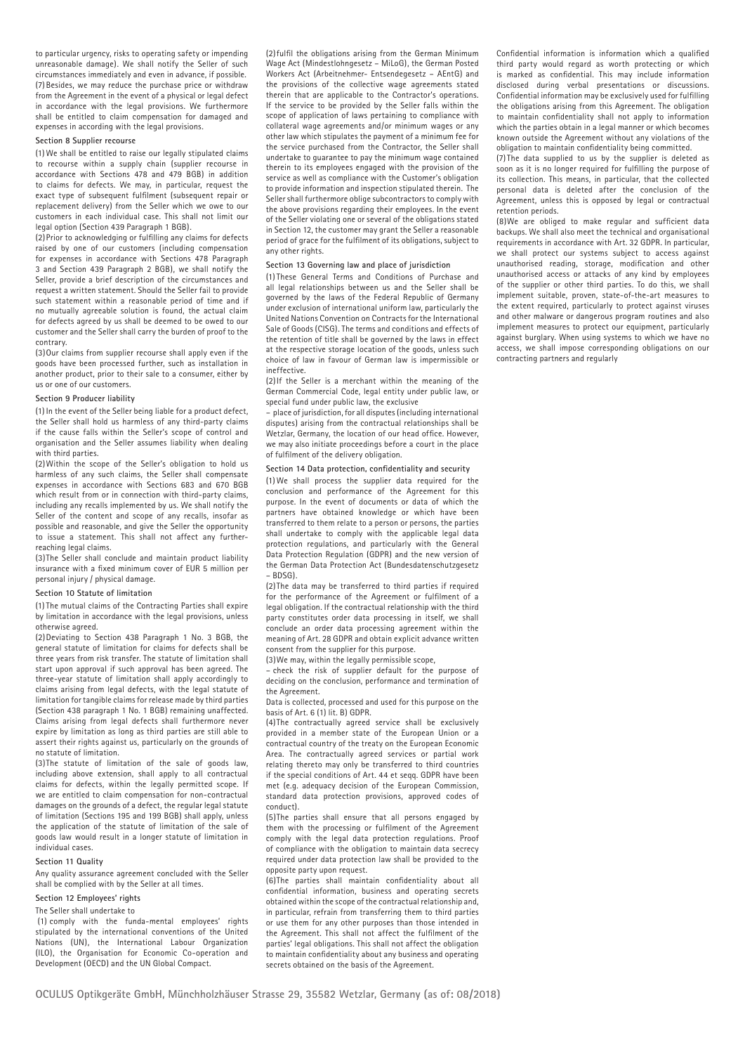to particular urgency, risks to operating safety or impending unreasonable damage). We shall notify the Seller of such circumstances immediately and even in advance, if possible.

(7) Besides, we may reduce the purchase price or withdraw from the Agreement in the event of a physical or legal defect in accordance with the legal provisions. We furthermore shall be entitled to claim compensation for damaged and expenses in according with the legal provisions.

#### Section 8 Supplier recourse

(1) We shall be entitled to raise our legally stipulated claims to recourse within a supply chain (supplier recourse in accordance with Sections 478 and 479 BGB) in addition to claims for defects. We may, in particular, request the exact type of subsequent fulfilment (subsequent repair or replacement delivery) from the Seller which we owe to our customers in each individual case. This shall not limit our legal option (Section 439 Paragraph 1 BGB).

(2) Prior to acknowledging or fulfilling any claims for defects raised by one of our customers (including compensation for expenses in accordance with Sections 478 Paragraph 3 and Section 439 Paragraph 2 BGB), we shall notify the Seller, provide a brief description of the circumstances and request a written statement. Should the Seller fail to provide such statement within a reasonable period of time and if no mutually agreeable solution is found, the actual claim for defects agreed by us shall be deemed to be owed to our customer and the Seller shall carry the burden of proof to the contrary.

(3) Our claims from supplier recourse shall apply even if the goods have been processed further, such as installation in another product, prior to their sale to a consumer, either by us or one of our customers.

#### Section 9 Producer liability

(1) In the event of the Seller being liable for a product defect, the Seller shall hold us harmless of any third-party claims if the cause falls within the Seller's scope of control and organisation and the Seller assumes liability when dealing with third parties.

(2) Within the scope of the Seller's obligation to hold us harmless of any such claims, the Seller shall compensate expenses in accordance with Sections 683 and 670 BGB which result from or in connection with third-party claims, including any recalls implemented by us. We shall notify the Seller of the content and scope of any recalls, insofar as possible and reasonable, and give the Seller the opportunity to issue a statement. This shall not affect any further-reaching legal claims.

(3) The Seller shall conclude and maintain product liability insurance with a fixed minimum cover of EUR 5 million per personal injury / physical damage.

#### Section 10 Statute of limitation

(1) The mutual claims of the Contracting Parties shall expire by limitation in accordance with the legal provisions, unless otherwise agreed.

(2) Deviating to Section 438 Paragraph 1 No. 3 BGB, the general statute of limitation for claims for defects shall be three years from risk transfer. The statute of limitation shall start upon approval if such approval has been agreed. The three-year statute of limitation shall apply accordingly to claims arising from legal defects, with the legal statute of limitation for tangible claims for release made by third parties (Section 438 paragraph 1 No. 1 BGB) remaining unaffected. Claims arising from legal defects shall furthermore never expire by limitation as long as third parties are still able to assert their rights against us, particularly on the grounds of no statute of limitation.

(3) The statute of limitation of the sale of goods law, including above extension, shall apply to all contractual claims for defects, within the legally permitted scope. If we are entitled to claim compensation for non-contractual damages on the grounds of a defect, the regular legal statute of limitation (Sections 195 and 199 BGB) shall apply, unless the application of the statute of limitation of the sale of goods law would result in a longer statute of limitation in individual cases.

#### Section 11 Quality

Any quality assurance agreement concluded with the Seller shall be complied with by the Seller at all times.

#### Section 12 Employees' rights

The Seller shall undertake to

(1) comply with the funda-mental employees' rights stipulated by the international conventions of the United Nations (UN), the International Labour Organization (ILO), the Organisation for Economic Co-operation and Development (OECD) and the UN Global Compact.

(2) fulfil the obligations arising from the German Minimum Wage Act (Mindestlohngesetz – MiLoG), the German Posted Workers Act (Arbeitnehmer- Entsendegesetz – AEntG) and the provisions of the collective wage agreements stated therein that are applicable to the Contractor's operations. If the service to be provided by the Seller falls within the scope of application of laws pertaining to compliance with collateral wage agreements and/or minimum wages or any other law which stipulates the payment of a minimum fee for the service purchased from the Contractor, the Seller shall undertake to guarantee to pay the minimum wage contained therein to its employees engaged with the provision of the service as well as compliance with the Customer's obligation to provide information and inspection stipulated therein. The Seller shall furthermore oblige subcontractors to comply with the above provisions regarding their employees. In the event of the Seller violating one or several of the obligations stated in Section 12, the customer may grant the Seller a reasonable period of grace for the fulfilment of its obligations, subject to any other rights.

#### Section 13 Governing law and place of jurisdiction

(1) These General Terms and Conditions of Purchase and all legal relationships between us and the Seller shall be governed by the laws of the Federal Republic of Germany under exclusion of international uniform law, particularly the United Nations Convention on Contracts for the International Sale of Goods (CISG). The terms and conditions and effects of the retention of title shall be governed by the laws in effect at the respective storage location of the goods, unless such choice of law in favour of German law is impermissible or ineffective.

(2) If the Seller is a merchant within the meaning of the German Commercial Code, legal entity under public law, or special fund under public law, the exclusive

– place of jurisdiction, for all disputes (including international disputes) arising from the contractual relationships shall be Wetzlar, Germany, the location of our head office. However, we may also initiate proceedings before a court in the place of fulfilment of the delivery obligation.

#### Section 14 Data protection, confidentiality and security

(1) We shall process the supplier data required for the conclusion and performance of the Agreement for this purpose. In the event of documents or data of which the partners have obtained knowledge or which have been transferred to them relate to a person or persons, the parties shall undertake to comply with the applicable legal data protection regulations, and particularly with the General Data Protection Regulation (GDPR) and the new version of the German Data Protection Act (Bundesdatenschutzgesetz – BDSG).

(2) The data may be transferred to third parties if required for the performance of the Agreement or fulfilment of a legal obligation. If the contractual relationship with the third party constitutes order data processing in itself, we shall conclude an order data processing agreement within the meaning of Art. 28 GDPR and obtain explicit advance written consent from the supplier for this purpose.

(3) We may, within the legally permissible scope,

– check the risk of supplier default for the purpose of deciding on the conclusion, performance and termination of the Agreement.

Data is collected, processed and used for this purpose on the basis of Art. 6 (1) lit. B) GDPR.

(4) The contractually agreed service shall be exclusively provided in a member state of the European Union or a contractual country of the treaty on the European Economic Area. The contractually agreed services or partial work relating thereto may only be transferred to third countries if the special conditions of Art. 44 et seqq. GDPR have been met (e.g. adequacy decision of the European Commission, standard data protection provisions, approved codes of conduct).

(5) The parties shall ensure that all persons engaged by them with the processing or fulfilment of the Agreement comply with the legal data protection regulations. Proof of compliance with the obligation to maintain data secrecy required under data protection law shall be provided to the opposite party upon request.

(6) The parties shall maintain confidentiality about all confidential information, business and operating secrets obtained within the scope of the contractual relationship and, in particular, refrain from transferring them to third parties or use them for any other purposes than those intended in the Agreement. This shall not affect the fulfilment of the parties' legal obligations. This shall not affect the obligation to maintain confidentiality about any business and operating secrets obtained on the basis of the Agreement.

Confidential information is information which a qualified third party would regard as worth protecting or which is marked as confidential. This may include information disclosed during verbal presentations or discussions. Confidential information may be exclusively used for fulfilling the obligations arising from this Agreement. The obligation to maintain confidentiality shall not apply to information which the parties obtain in a legal manner or which becomes known outside the Agreement without any violations of the obligation to maintain confidentiality being committed.

(7) The data supplied to us by the supplier is deleted as soon as it is no longer required for fulfilling the purpose of its collection. This means, in particular, that the collected personal data is deleted after the conclusion of the Agreement, unless this is opposed by legal or contractual retention periods.

(8) We are obliged to make regular and sufficient data backups. We shall also meet the technical and organisational requirements in accordance with Art. 32 GDPR. In particular, we shall protect our systems subject to access against unauthorised reading, storage, modification and other unauthorised access or attacks of any kind by employees of the supplier or other third parties. To do this, we shall implement suitable, proven, state-of-the-art measures to the extent required, particularly to protect against viruses and other malware or dangerous program routines and also implement measures to protect our equipment, particularly against burglary. When using systems to which we have no access, we shall impose corresponding obligations on our contracting partners and regularly

OCULUS Optikgeräte GmbH, Münchholzhäuser Strasse 29, 35582 Wetzlar, Germany (as of: 08/2018)